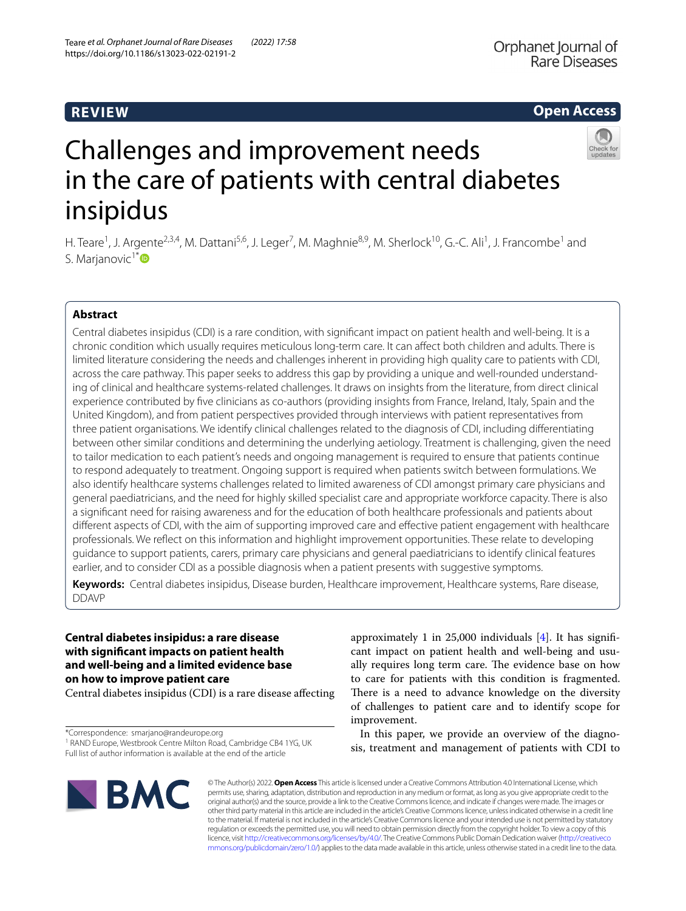REVIEW

Open Access

# Challenges and improvement needs in the care of patients with central diabetes insipidus

H. Teare[1], J. Argente[2,3,4], M. Dattani[5,6], J. Leger[7], M. Maghnie[8,9], M. Sherlock[10], G.-C. Ali[1], J. Francombe[1] and S. Marjanovic[1*]

## Abstract

Central diabetes insipidus (CDI) is a rare condition, with significant impact on patient health and well-being. It is a chronic condition which usually requires meticulous long-term care. It can affect both children and adults. There is limited literature considering the needs and challenges inherent in providing high quality care to patients with CDI, across the care pathway. This paper seeks to address this gap by providing a unique and well-rounded understanding of clinical and healthcare systems-related challenges. It draws on insights from the literature, from direct clinical experience contributed by five clinicians as co-authors (providing insights from France, Ireland, Italy, Spain and the United Kingdom), and from patient perspectives provided through interviews with patient representatives from three patient organisations. We identify clinical challenges related to the diagnosis of CDI, including differentiating between other similar conditions and determining the underlying aetiology. Treatment is challenging, given the need to tailor medication to each patient's needs and ongoing management is required to ensure that patients continue to respond adequately to treatment. Ongoing support is required when patients switch between formulations. We also identify healthcare systems challenges related to limited awareness of CDI amongst primary care physicians and general paediatricians, and the need for highly skilled specialist care and appropriate workforce capacity. There is also a significant need for raising awareness and for the education of both healthcare professionals and patients about different aspects of CDI, with the aim of supporting improved care and effective patient engagement with healthcare professionals. We reflect on this information and highlight improvement opportunities. These relate to developing guidance to support patients, carers, primary care physicians and general paediatricians to identify clinical features earlier, and to consider CDI as a possible diagnosis when a patient presents with suggestive symptoms.

**Keywords:** Central diabetes insipidus, Disease burden, Healthcare improvement, Healthcare systems, Rare disease, DDAVP

## Central diabetes insipidus: a rare disease with significant impacts on patient health and well-being and a limited evidence base on how to improve patient care

Central diabetes insipidus (CDI) is a rare disease affecting approximately 1 in 25,000 individuals [4]. It has significant impact on patient health and well-being and usually requires long term care. The evidence base on how to care for patients with this condition is fragmented. There is a need to advance knowledge on the diversity of challenges to patient care and to identify scope for improvement.

In this paper, we provide an overview of the diagnosis, treatment and management of patients with CDI to

*Correspondence: smarjano@randeurope.org
[1] RAND Europe, Westbrook Centre Milton Road, Cambridge CB4 1YG, UK
Full list of author information is available at the end of the article

© The Author(s) 2022. **Open Access** This article is licensed under a Creative Commons Attribution 4.0 International License, which permits use, sharing, adaptation, distribution and reproduction in any medium or format, as long as you give appropriate credit to the original author(s) and the source, provide a link to the Creative Commons licence, and indicate if changes were made. The images or other third party material in this article are included in the article's Creative Commons licence, unless indicated otherwise in a credit line to the material. If material is not included in the article's Creative Commons licence and your intended use is not permitted by statutory regulation or exceeds the permitted use, you will need to obtain permission directly from the copyright holder. To view a copy of this licence, visit http://creativecommons.org/licenses/by/4.0/. The Creative Commons Public Domain Dedication waiver (http://creativecommons.org/publicdomain/zero/1.0/) applies to the data made available in this article, unless otherwise stated in a credit line to the data.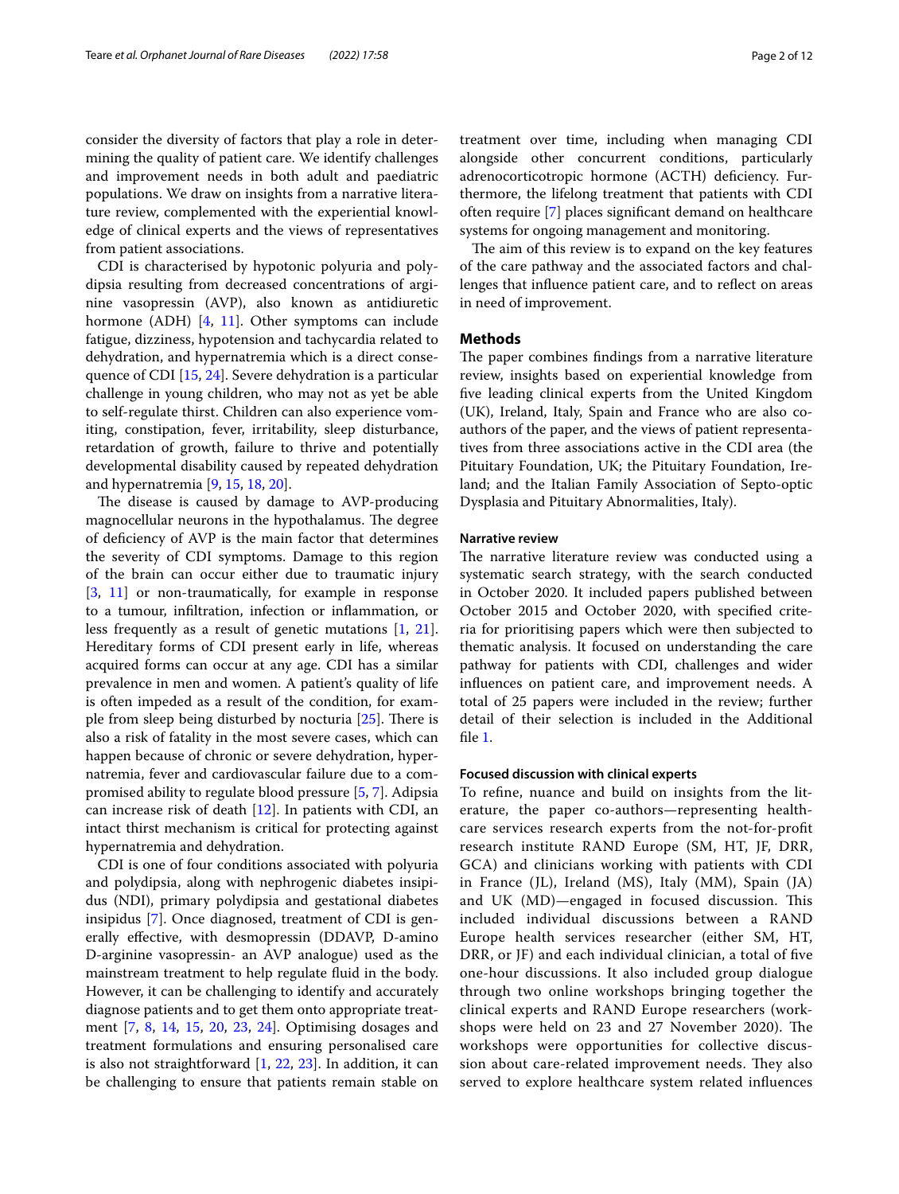consider the diversity of factors that play a role in determining the quality of patient care. We identify challenges and improvement needs in both adult and paediatric populations. We draw on insights from a narrative literature review, complemented with the experiential knowledge of clinical experts and the views of representatives from patient associations.

CDI is characterised by hypotonic polyuria and polydipsia resulting from decreased concentrations of arginine vasopressin (AVP), also known as antidiuretic hormone (ADH) [4, 11]. Other symptoms can include fatigue, dizziness, hypotension and tachycardia related to dehydration, and hypernatremia which is a direct consequence of CDI [15, 24]. Severe dehydration is a particular challenge in young children, who may not as yet be able to self-regulate thirst. Children can also experience vomiting, constipation, fever, irritability, sleep disturbance, retardation of growth, failure to thrive and potentially developmental disability caused by repeated dehydration and hypernatremia [9, 15, 18, 20].

The disease is caused by damage to AVP-producing magnocellular neurons in the hypothalamus. The degree of deficiency of AVP is the main factor that determines the severity of CDI symptoms. Damage to this region of the brain can occur either due to traumatic injury [3, 11] or non-traumatically, for example in response to a tumour, infiltration, infection or inflammation, or less frequently as a result of genetic mutations [1, 21]. Hereditary forms of CDI present early in life, whereas acquired forms can occur at any age. CDI has a similar prevalence in men and women. A patient's quality of life is often impeded as a result of the condition, for example from sleep being disturbed by nocturia [25]. There is also a risk of fatality in the most severe cases, which can happen because of chronic or severe dehydration, hypernatremia, fever and cardiovascular failure due to a compromised ability to regulate blood pressure [5, 7]. Adipsia can increase risk of death [12]. In patients with CDI, an intact thirst mechanism is critical for protecting against hypernatremia and dehydration.

CDI is one of four conditions associated with polyuria and polydipsia, along with nephrogenic diabetes insipidus (NDI), primary polydipsia and gestational diabetes insipidus [7]. Once diagnosed, treatment of CDI is generally effective, with desmopressin (DDAVP, D-amino D-arginine vasopressin- an AVP analogue) used as the mainstream treatment to help regulate fluid in the body. However, it can be challenging to identify and accurately diagnose patients and to get them onto appropriate treatment [7, 8, 14, 15, 20, 23, 24]. Optimising dosages and treatment formulations and ensuring personalised care is also not straightforward [1, 22, 23]. In addition, it can be challenging to ensure that patients remain stable on treatment over time, including when managing CDI alongside other concurrent conditions, particularly adrenocorticotropic hormone (ACTH) deficiency. Furthermore, the lifelong treatment that patients with CDI often require [7] places significant demand on healthcare systems for ongoing management and monitoring.

The aim of this review is to expand on the key features of the care pathway and the associated factors and challenges that influence patient care, and to reflect on areas in need of improvement.

## Methods

The paper combines findings from a narrative literature review, insights based on experiential knowledge from five leading clinical experts from the United Kingdom (UK), Ireland, Italy, Spain and France who are also co-authors of the paper, and the views of patient representatives from three associations active in the CDI area (the Pituitary Foundation, UK; the Pituitary Foundation, Ireland; and the Italian Family Association of Septo-optic Dysplasia and Pituitary Abnormalities, Italy).

### Narrative review

The narrative literature review was conducted using a systematic search strategy, with the search conducted in October 2020. It included papers published between October 2015 and October 2020, with specified criteria for prioritising papers which were then subjected to thematic analysis. It focused on understanding the care pathway for patients with CDI, challenges and wider influences on patient care, and improvement needs. A total of 25 papers were included in the review; further detail of their selection is included in the Additional file 1.

### Focused discussion with clinical experts

To refine, nuance and build on insights from the literature, the paper co-authors—representing healthcare services research experts from the not-for-profit research institute RAND Europe (SM, HT, JF, DRR, GCA) and clinicians working with patients with CDI in France (JL), Ireland (MS), Italy (MM), Spain (JA) and UK (MD)—engaged in focused discussion. This included individual discussions between a RAND Europe health services researcher (either SM, HT, DRR, or JF) and each individual clinician, a total of five one-hour discussions. It also included group dialogue through two online workshops bringing together the clinical experts and RAND Europe researchers (workshops were held on 23 and 27 November 2020). The workshops were opportunities for collective discussion about care-related improvement needs. They also served to explore healthcare system related influences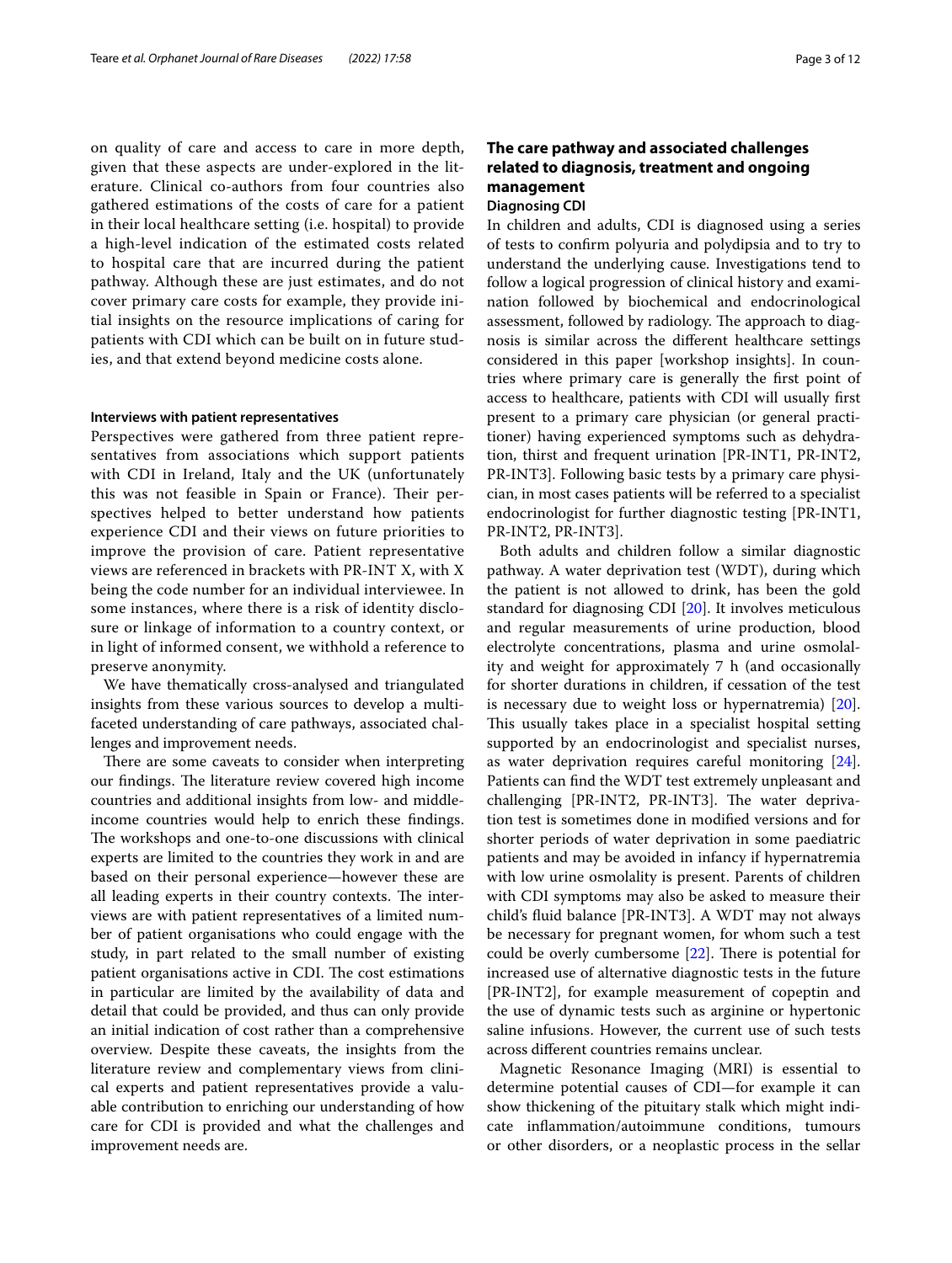on quality of care and access to care in more depth, given that these aspects are under-explored in the literature. Clinical co-authors from four countries also gathered estimations of the costs of care for a patient in their local healthcare setting (i.e. hospital) to provide a high-level indication of the estimated costs related to hospital care that are incurred during the patient pathway. Although these are just estimates, and do not cover primary care costs for example, they provide initial insights on the resource implications of caring for patients with CDI which can be built on in future studies, and that extend beyond medicine costs alone.

#### Interviews with patient representatives

Perspectives were gathered from three patient representatives from associations which support patients with CDI in Ireland, Italy and the UK (unfortunately this was not feasible in Spain or France). Their perspectives helped to better understand how patients experience CDI and their views on future priorities to improve the provision of care. Patient representative views are referenced in brackets with PR-INT X, with X being the code number for an individual interviewee. In some instances, where there is a risk of identity disclosure or linkage of information to a country context, or in light of informed consent, we withhold a reference to preserve anonymity.

We have thematically cross-analysed and triangulated insights from these various sources to develop a multi-faceted understanding of care pathways, associated challenges and improvement needs.

There are some caveats to consider when interpreting our findings. The literature review covered high income countries and additional insights from low- and middle-income countries would help to enrich these findings. The workshops and one-to-one discussions with clinical experts are limited to the countries they work in and are based on their personal experience—however these are all leading experts in their country contexts. The interviews are with patient representatives of a limited number of patient organisations who could engage with the study, in part related to the small number of existing patient organisations active in CDI. The cost estimations in particular are limited by the availability of data and detail that could be provided, and thus can only provide an initial indication of cost rather than a comprehensive overview. Despite these caveats, the insights from the literature review and complementary views from clinical experts and patient representatives provide a valuable contribution to enriching our understanding of how care for CDI is provided and what the challenges and improvement needs are.

## The care pathway and associated challenges related to diagnosis, treatment and ongoing management

### Diagnosing CDI

In children and adults, CDI is diagnosed using a series of tests to confirm polyuria and polydipsia and to try to understand the underlying cause. Investigations tend to follow a logical progression of clinical history and examination followed by biochemical and endocrinological assessment, followed by radiology. The approach to diagnosis is similar across the different healthcare settings considered in this paper [workshop insights]. In countries where primary care is generally the first point of access to healthcare, patients with CDI will usually first present to a primary care physician (or general practitioner) having experienced symptoms such as dehydration, thirst and frequent urination [PR-INT1, PR-INT2, PR-INT3]. Following basic tests by a primary care physician, in most cases patients will be referred to a specialist endocrinologist for further diagnostic testing [PR-INT1, PR-INT2, PR-INT3].

Both adults and children follow a similar diagnostic pathway. A water deprivation test (WDT), during which the patient is not allowed to drink, has been the gold standard for diagnosing CDI [20]. It involves meticulous and regular measurements of urine production, blood electrolyte concentrations, plasma and urine osmolality and weight for approximately 7 h (and occasionally for shorter durations in children, if cessation of the test is necessary due to weight loss or hypernatremia) [20]. This usually takes place in a specialist hospital setting supported by an endocrinologist and specialist nurses, as water deprivation requires careful monitoring [24]. Patients can find the WDT test extremely unpleasant and challenging [PR-INT2, PR-INT3]. The water deprivation test is sometimes done in modified versions and for shorter periods of water deprivation in some paediatric patients and may be avoided in infancy if hypernatremia with low urine osmolality is present. Parents of children with CDI symptoms may also be asked to measure their child's fluid balance [PR-INT3]. A WDT may not always be necessary for pregnant women, for whom such a test could be overly cumbersome [22]. There is potential for increased use of alternative diagnostic tests in the future [PR-INT2], for example measurement of copeptin and the use of dynamic tests such as arginine or hypertonic saline infusions. However, the current use of such tests across different countries remains unclear.

Magnetic Resonance Imaging (MRI) is essential to determine potential causes of CDI—for example it can show thickening of the pituitary stalk which might indicate inflammation/autoimmune conditions, tumours or other disorders, or a neoplastic process in the sellar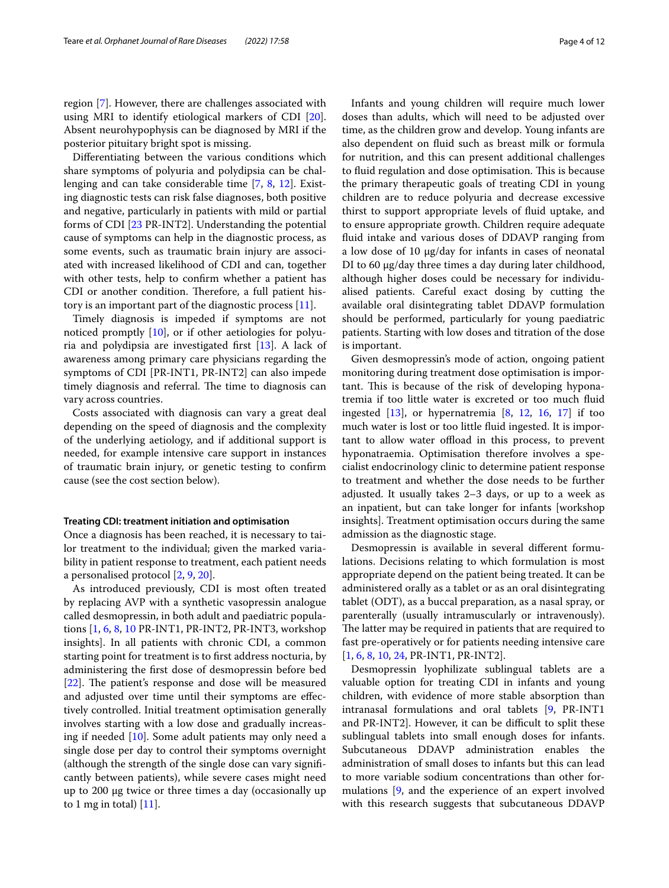region [7]. However, there are challenges associated with using MRI to identify etiological markers of CDI [20]. Absent neurohypophysis can be diagnosed by MRI if the posterior pituitary bright spot is missing.

Differentiating between the various conditions which share symptoms of polyuria and polydipsia can be challenging and can take considerable time [7, 8, 12]. Existing diagnostic tests can risk false diagnoses, both positive and negative, particularly in patients with mild or partial forms of CDI [23 PR-INT2]. Understanding the potential cause of symptoms can help in the diagnostic process, as some events, such as traumatic brain injury are associated with increased likelihood of CDI and can, together with other tests, help to confirm whether a patient has CDI or another condition. Therefore, a full patient history is an important part of the diagnostic process [11].

Timely diagnosis is impeded if symptoms are not noticed promptly [10], or if other aetiologies for polyuria and polydipsia are investigated first [13]. A lack of awareness among primary care physicians regarding the symptoms of CDI [PR-INT1, PR-INT2] can also impede timely diagnosis and referral. The time to diagnosis can vary across countries.

Costs associated with diagnosis can vary a great deal depending on the speed of diagnosis and the complexity of the underlying aetiology, and if additional support is needed, for example intensive care support in instances of traumatic brain injury, or genetic testing to confirm cause (see the cost section below).

#### Treating CDI: treatment initiation and optimisation

Once a diagnosis has been reached, it is necessary to tailor treatment to the individual; given the marked variability in patient response to treatment, each patient needs a personalised protocol [2, 9, 20].

As introduced previously, CDI is most often treated by replacing AVP with a synthetic vasopressin analogue called desmopressin, in both adult and paediatric populations [1, 6, 8, 10 PR-INT1, PR-INT2, PR-INT3, workshop insights]. In all patients with chronic CDI, a common starting point for treatment is to first address nocturia, by administering the first dose of desmopressin before bed [22]. The patient's response and dose will be measured and adjusted over time until their symptoms are effectively controlled. Initial treatment optimisation generally involves starting with a low dose and gradually increasing if needed [10]. Some adult patients may only need a single dose per day to control their symptoms overnight (although the strength of the single dose can vary significantly between patients), while severe cases might need up to 200 μg twice or three times a day (occasionally up to 1 mg in total) [11].

Infants and young children will require much lower doses than adults, which will need to be adjusted over time, as the children grow and develop. Young infants are also dependent on fluid such as breast milk or formula for nutrition, and this can present additional challenges to fluid regulation and dose optimisation. This is because the primary therapeutic goals of treating CDI in young children are to reduce polyuria and decrease excessive thirst to support appropriate levels of fluid uptake, and to ensure appropriate growth. Children require adequate fluid intake and various doses of DDAVP ranging from a low dose of 10 μg/day for infants in cases of neonatal DI to 60 μg/day three times a day during later childhood, although higher doses could be necessary for individualised patients. Careful exact dosing by cutting the available oral disintegrating tablet DDAVP formulation should be performed, particularly for young paediatric patients. Starting with low doses and titration of the dose is important.

Given desmopressin's mode of action, ongoing patient monitoring during treatment dose optimisation is important. This is because of the risk of developing hyponatremia if too little water is excreted or too much fluid ingested [13], or hypernatremia [8, 12, 16, 17] if too much water is lost or too little fluid ingested. It is important to allow water offload in this process, to prevent hyponatraemia. Optimisation therefore involves a specialist endocrinology clinic to determine patient response to treatment and whether the dose needs to be further adjusted. It usually takes 2–3 days, or up to a week as an inpatient, but can take longer for infants [workshop insights]. Treatment optimisation occurs during the same admission as the diagnostic stage.

Desmopressin is available in several different formulations. Decisions relating to which formulation is most appropriate depend on the patient being treated. It can be administered orally as a tablet or as an oral disintegrating tablet (ODT), as a buccal preparation, as a nasal spray, or parenterally (usually intramuscularly or intravenously). The latter may be required in patients that are required to fast pre-operatively or for patients needing intensive care [1, 6, 8, 10, 24, PR-INT1, PR-INT2].

Desmopressin lyophilizate sublingual tablets are a valuable option for treating CDI in infants and young children, with evidence of more stable absorption than intranasal formulations and oral tablets [9, PR-INT1 and PR-INT2]. However, it can be difficult to split these sublingual tablets into small enough doses for infants. Subcutaneous DDAVP administration enables the administration of small doses to infants but this can lead to more variable sodium concentrations than other formulations [9, and the experience of an expert involved with this research suggests that subcutaneous DDAVP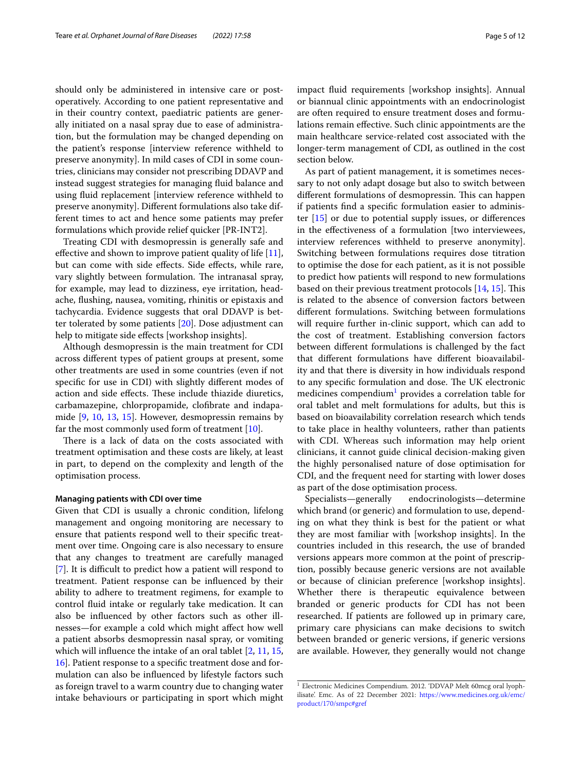should only be administered in intensive care or post-operatively. According to one patient representative and in their country context, paediatric patients are generally initiated on a nasal spray due to ease of administration, but the formulation may be changed depending on the patient's response [interview reference withheld to preserve anonymity]. In mild cases of CDI in some countries, clinicians may consider not prescribing DDAVP and instead suggest strategies for managing fluid balance and using fluid replacement [interview reference withheld to preserve anonymity]. Different formulations also take different times to act and hence some patients may prefer formulations which provide relief quicker [PR-INT2].

Treating CDI with desmopressin is generally safe and effective and shown to improve patient quality of life [11], but can come with side effects. Side effects, while rare, vary slightly between formulation. The intranasal spray, for example, may lead to dizziness, eye irritation, headache, flushing, nausea, vomiting, rhinitis or epistaxis and tachycardia. Evidence suggests that oral DDAVP is better tolerated by some patients [20]. Dose adjustment can help to mitigate side effects [workshop insights].

Although desmopressin is the main treatment for CDI across different types of patient groups at present, some other treatments are used in some countries (even if not specific for use in CDI) with slightly different modes of action and side effects. These include thiazide diuretics, carbamazepine, chlorpropamide, clofibrate and indapamide [9, 10, 13, 15]. However, desmopressin remains by far the most commonly used form of treatment [10].

There is a lack of data on the costs associated with treatment optimisation and these costs are likely, at least in part, to depend on the complexity and length of the optimisation process.

#### Managing patients with CDI over time

Given that CDI is usually a chronic condition, lifelong management and ongoing monitoring are necessary to ensure that patients respond well to their specific treatment over time. Ongoing care is also necessary to ensure that any changes to treatment are carefully managed [7]. It is difficult to predict how a patient will respond to treatment. Patient response can be influenced by their ability to adhere to treatment regimens, for example to control fluid intake or regularly take medication. It can also be influenced by other factors such as other illnesses—for example a cold which might affect how well a patient absorbs desmopressin nasal spray, or vomiting which will influence the intake of an oral tablet [2, 11, 15, 16]. Patient response to a specific treatment dose and formulation can also be influenced by lifestyle factors such as foreign travel to a warm country due to changing water intake behaviours or participating in sport which might impact fluid requirements [workshop insights]. Annual or biannual clinic appointments with an endocrinologist are often required to ensure treatment doses and formulations remain effective. Such clinic appointments are the main healthcare service-related cost associated with the longer-term management of CDI, as outlined in the cost section below.

As part of patient management, it is sometimes necessary to not only adapt dosage but also to switch between different formulations of desmopressin. This can happen if patients find a specific formulation easier to administer [15] or due to potential supply issues, or differences in the effectiveness of a formulation [two interviewees, interview references withheld to preserve anonymity]. Switching between formulations requires dose titration to optimise the dose for each patient, as it is not possible to predict how patients will respond to new formulations based on their previous treatment protocols [14, 15]. This is related to the absence of conversion factors between different formulations. Switching between formulations will require further in-clinic support, which can add to the cost of treatment. Establishing conversion factors between different formulations is challenged by the fact that different formulations have different bioavailability and that there is diversity in how individuals respond to any specific formulation and dose. The UK electronic medicines compendium[1] provides a correlation table for oral tablet and melt formulations for adults, but this is based on bioavailability correlation research which tends to take place in healthy volunteers, rather than patients with CDI. Whereas such information may help orient clinicians, it cannot guide clinical decision-making given the highly personalised nature of dose optimisation for CDI, and the frequent need for starting with lower doses as part of the dose optimisation process.

Specialists—generally endocrinologists—determine which brand (or generic) and formulation to use, depending on what they think is best for the patient or what they are most familiar with [workshop insights]. In the countries included in this research, the use of branded versions appears more common at the point of prescription, possibly because generic versions are not available or because of clinician preference [workshop insights]. Whether there is therapeutic equivalence between branded or generic products for CDI has not been researched. If patients are followed up in primary care, primary care physicians can make decisions to switch between branded or generic versions, if generic versions are available. However, they generally would not change

---

[1] Electronic Medicines Compendium. 2012. 'DDVAP Melt 60mcg oral lyophilisate'. Emc. As of 22 December 2021: https://www.medicines.org.uk/emc/product/170/smpc#gref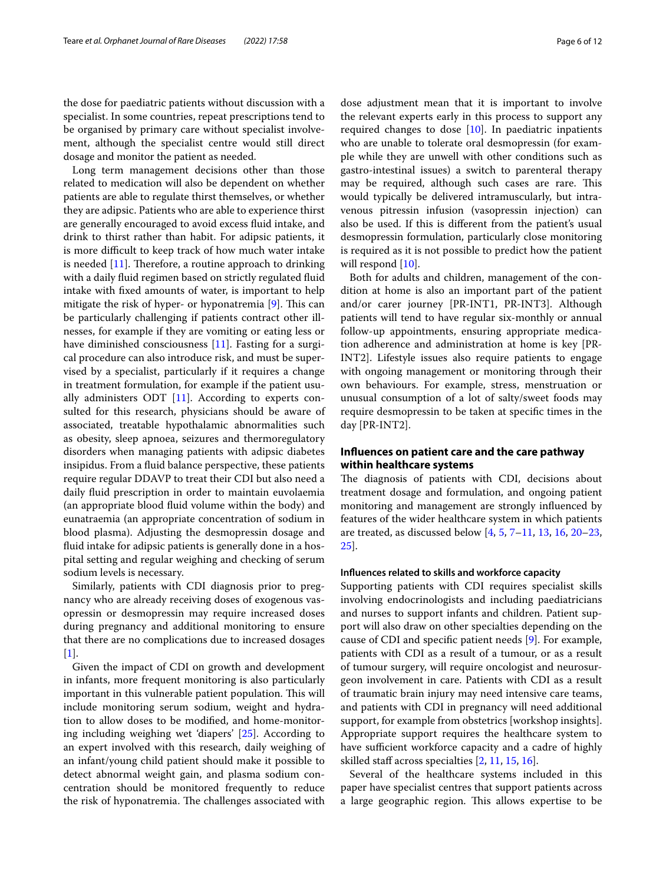the dose for paediatric patients without discussion with a specialist. In some countries, repeat prescriptions tend to be organised by primary care without specialist involvement, although the specialist centre would still direct dosage and monitor the patient as needed.

Long term management decisions other than those related to medication will also be dependent on whether patients are able to regulate thirst themselves, or whether they are adipsic. Patients who are able to experience thirst are generally encouraged to avoid excess fluid intake, and drink to thirst rather than habit. For adipsic patients, it is more difficult to keep track of how much water intake is needed [11]. Therefore, a routine approach to drinking with a daily fluid regimen based on strictly regulated fluid intake with fixed amounts of water, is important to help mitigate the risk of hyper- or hyponatremia [9]. This can be particularly challenging if patients contract other illnesses, for example if they are vomiting or eating less or have diminished consciousness [11]. Fasting for a surgical procedure can also introduce risk, and must be supervised by a specialist, particularly if it requires a change in treatment formulation, for example if the patient usually administers ODT [11]. According to experts consulted for this research, physicians should be aware of associated, treatable hypothalamic abnormalities such as obesity, sleep apnoea, seizures and thermoregulatory disorders when managing patients with adipsic diabetes insipidus. From a fluid balance perspective, these patients require regular DDAVP to treat their CDI but also need a daily fluid prescription in order to maintain euvolaemia (an appropriate blood fluid volume within the body) and eunatraemia (an appropriate concentration of sodium in blood plasma). Adjusting the desmopressin dosage and fluid intake for adipsic patients is generally done in a hospital setting and regular weighing and checking of serum sodium levels is necessary.

Similarly, patients with CDI diagnosis prior to pregnancy who are already receiving doses of exogenous vasopressin or desmopressin may require increased doses during pregnancy and additional monitoring to ensure that there are no complications due to increased dosages [1].

Given the impact of CDI on growth and development in infants, more frequent monitoring is also particularly important in this vulnerable patient population. This will include monitoring serum sodium, weight and hydration to allow doses to be modified, and home-monitoring including weighing wet 'diapers' [25]. According to an expert involved with this research, daily weighing of an infant/young child patient should make it possible to detect abnormal weight gain, and plasma sodium concentration should be monitored frequently to reduce the risk of hyponatremia. The challenges associated with dose adjustment mean that it is important to involve the relevant experts early in this process to support any required changes to dose [10]. In paediatric inpatients who are unable to tolerate oral desmopressin (for example while they are unwell with other conditions such as gastro-intestinal issues) a switch to parenteral therapy may be required, although such cases are rare. This would typically be delivered intramuscularly, but intravenous pitressin infusion (vasopressin injection) can also be used. If this is different from the patient's usual desmopressin formulation, particularly close monitoring is required as it is not possible to predict how the patient will respond [10].

Both for adults and children, management of the condition at home is also an important part of the patient and/or carer journey [PR-INT1, PR-INT3]. Although patients will tend to have regular six-monthly or annual follow-up appointments, ensuring appropriate medication adherence and administration at home is key [PR-INT2]. Lifestyle issues also require patients to engage with ongoing management or monitoring through their own behaviours. For example, stress, menstruation or unusual consumption of a lot of salty/sweet foods may require desmopressin to be taken at specific times in the day [PR-INT2].

## Influences on patient care and the care pathway within healthcare systems

The diagnosis of patients with CDI, decisions about treatment dosage and formulation, and ongoing patient monitoring and management are strongly influenced by features of the wider healthcare system in which patients are treated, as discussed below [4, 5, 7–11, 13, 16, 20–23, 25].

### Influences related to skills and workforce capacity

Supporting patients with CDI requires specialist skills involving endocrinologists and including paediatricians and nurses to support infants and children. Patient support will also draw on other specialties depending on the cause of CDI and specific patient needs [9]. For example, patients with CDI as a result of a tumour, or as a result of tumour surgery, will require oncologist and neurosurgeon involvement in care. Patients with CDI as a result of traumatic brain injury may need intensive care teams, and patients with CDI in pregnancy will need additional support, for example from obstetrics [workshop insights]. Appropriate support requires the healthcare system to have sufficient workforce capacity and a cadre of highly skilled staff across specialties [2, 11, 15, 16].

Several of the healthcare systems included in this paper have specialist centres that support patients across a large geographic region. This allows expertise to be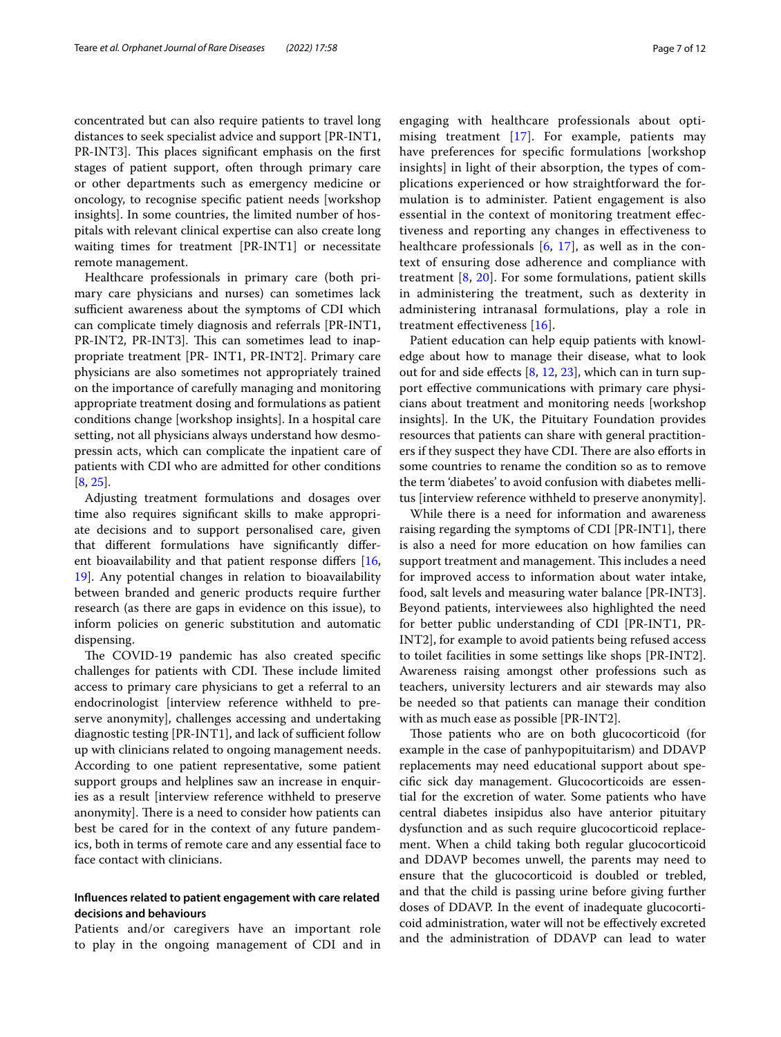concentrated but can also require patients to travel long distances to seek specialist advice and support [PR-INT1, PR-INT3]. This places significant emphasis on the first stages of patient support, often through primary care or other departments such as emergency medicine or oncology, to recognise specific patient needs [workshop insights]. In some countries, the limited number of hospitals with relevant clinical expertise can also create long waiting times for treatment [PR-INT1] or necessitate remote management.

Healthcare professionals in primary care (both primary care physicians and nurses) can sometimes lack sufficient awareness about the symptoms of CDI which can complicate timely diagnosis and referrals [PR-INT1, PR-INT2, PR-INT3]. This can sometimes lead to inappropriate treatment [PR- INT1, PR-INT2]. Primary care physicians are also sometimes not appropriately trained on the importance of carefully managing and monitoring appropriate treatment dosing and formulations as patient conditions change [workshop insights]. In a hospital care setting, not all physicians always understand how desmopressin acts, which can complicate the inpatient care of patients with CDI who are admitted for other conditions [8, 25].

Adjusting treatment formulations and dosages over time also requires significant skills to make appropriate decisions and to support personalised care, given that different formulations have significantly different bioavailability and that patient response differs [16, 19]. Any potential changes in relation to bioavailability between branded and generic products require further research (as there are gaps in evidence on this issue), to inform policies on generic substitution and automatic dispensing.

The COVID-19 pandemic has also created specific challenges for patients with CDI. These include limited access to primary care physicians to get a referral to an endocrinologist [interview reference withheld to preserve anonymity], challenges accessing and undertaking diagnostic testing [PR-INT1], and lack of sufficient follow up with clinicians related to ongoing management needs. According to one patient representative, some patient support groups and helplines saw an increase in enquiries as a result [interview reference withheld to preserve anonymity]. There is a need to consider how patients can best be cared for in the context of any future pandemics, both in terms of remote care and any essential face to face contact with clinicians.

#### Influences related to patient engagement with care related decisions and behaviours

Patients and/or caregivers have an important role to play in the ongoing management of CDI and in engaging with healthcare professionals about optimising treatment [17]. For example, patients may have preferences for specific formulations [workshop insights] in light of their absorption, the types of complications experienced or how straightforward the formulation is to administer. Patient engagement is also essential in the context of monitoring treatment effectiveness and reporting any changes in effectiveness to healthcare professionals [6, 17], as well as in the context of ensuring dose adherence and compliance with treatment [8, 20]. For some formulations, patient skills in administering the treatment, such as dexterity in administering intranasal formulations, play a role in treatment effectiveness [16].

Patient education can help equip patients with knowledge about how to manage their disease, what to look out for and side effects [8, 12, 23], which can in turn support effective communications with primary care physicians about treatment and monitoring needs [workshop insights]. In the UK, the Pituitary Foundation provides resources that patients can share with general practitioners if they suspect they have CDI. There are also efforts in some countries to rename the condition so as to remove the term 'diabetes' to avoid confusion with diabetes mellitus [interview reference withheld to preserve anonymity].

While there is a need for information and awareness raising regarding the symptoms of CDI [PR-INT1], there is also a need for more education on how families can support treatment and management. This includes a need for improved access to information about water intake, food, salt levels and measuring water balance [PR-INT3]. Beyond patients, interviewees also highlighted the need for better public understanding of CDI [PR-INT1, PR-INT2], for example to avoid patients being refused access to toilet facilities in some settings like shops [PR-INT2]. Awareness raising amongst other professions such as teachers, university lecturers and air stewards may also be needed so that patients can manage their condition with as much ease as possible [PR-INT2].

Those patients who are on both glucocorticoid (for example in the case of panhypopituitarism) and DDAVP replacements may need educational support about specific sick day management. Glucocorticoids are essential for the excretion of water. Some patients who have central diabetes insipidus also have anterior pituitary dysfunction and as such require glucocorticoid replacement. When a child taking both regular glucocorticoid and DDAVP becomes unwell, the parents may need to ensure that the glucocorticoid is doubled or trebled, and that the child is passing urine before giving further doses of DDAVP. In the event of inadequate glucocorticoid administration, water will not be effectively excreted and the administration of DDAVP can lead to water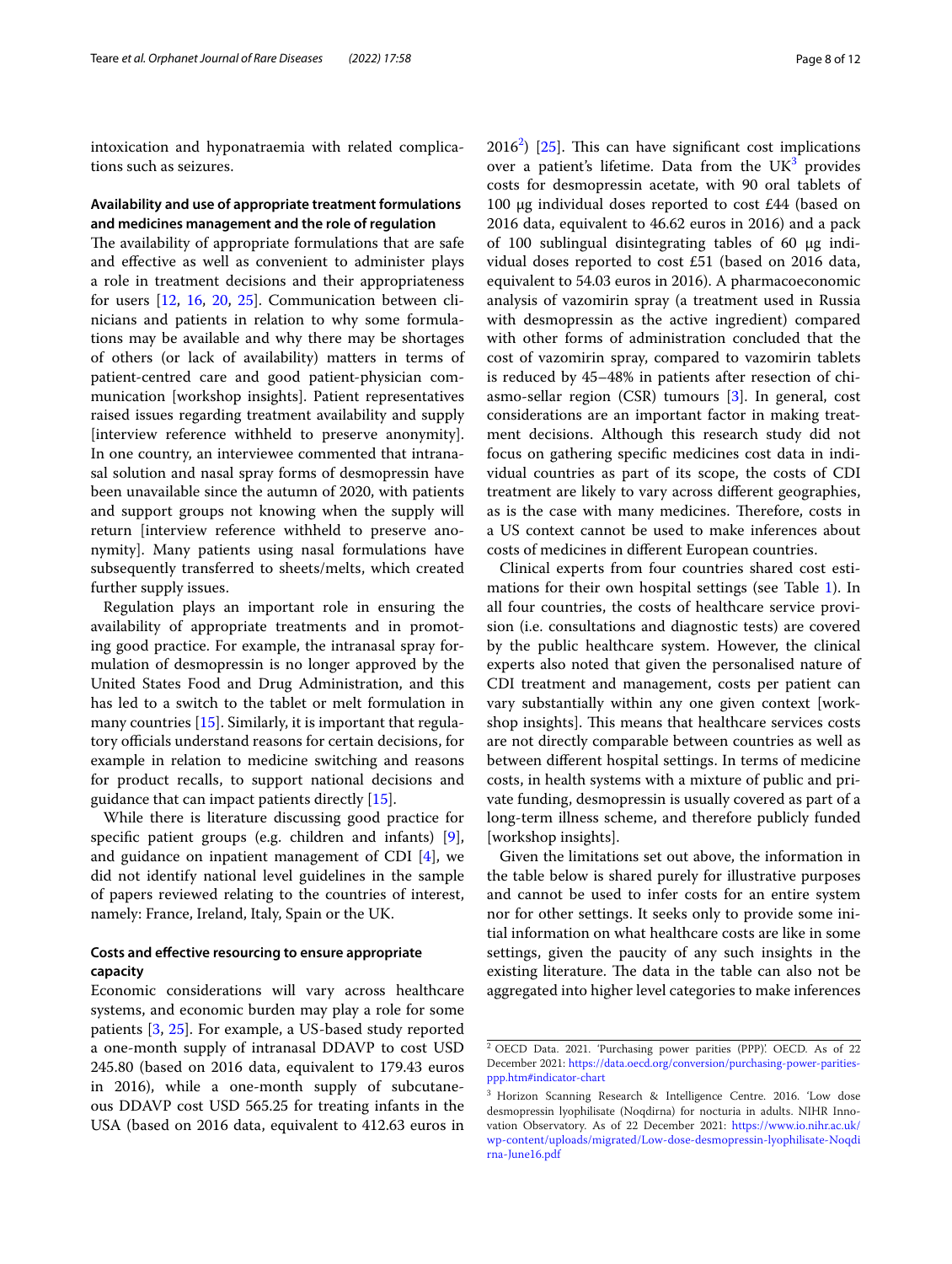intoxication and hyponatraemia with related complications such as seizures.

### Availability and use of appropriate treatment formulations and medicines management and the role of regulation

The availability of appropriate formulations that are safe and effective as well as convenient to administer plays a role in treatment decisions and their appropriateness for users [12, 16, 20, 25]. Communication between clinicians and patients in relation to why some formulations may be available and why there may be shortages of others (or lack of availability) matters in terms of patient-centred care and good patient-physician communication [workshop insights]. Patient representatives raised issues regarding treatment availability and supply [interview reference withheld to preserve anonymity]. In one country, an interviewee commented that intranasal solution and nasal spray forms of desmopressin have been unavailable since the autumn of 2020, with patients and support groups not knowing when the supply will return [interview reference withheld to preserve anonymity]. Many patients using nasal formulations have subsequently transferred to sheets/melts, which created further supply issues.

Regulation plays an important role in ensuring the availability of appropriate treatments and in promoting good practice. For example, the intranasal spray formulation of desmopressin is no longer approved by the United States Food and Drug Administration, and this has led to a switch to the tablet or melt formulation in many countries [15]. Similarly, it is important that regulatory officials understand reasons for certain decisions, for example in relation to medicine switching and reasons for product recalls, to support national decisions and guidance that can impact patients directly [15].

While there is literature discussing good practice for specific patient groups (e.g. children and infants) [9], and guidance on inpatient management of CDI [4], we did not identify national level guidelines in the sample of papers reviewed relating to the countries of interest, namely: France, Ireland, Italy, Spain or the UK.

### Costs and effective resourcing to ensure appropriate capacity

Economic considerations will vary across healthcare systems, and economic burden may play a role for some patients [3, 25]. For example, a US-based study reported a one-month supply of intranasal DDAVP to cost USD 245.80 (based on 2016 data, equivalent to 179.43 euros in 2016), while a one-month supply of subcutaneous DDAVP cost USD 565.25 for treating infants in the USA (based on 2016 data, equivalent to 412.63 euros in 2016[2]) [25]. This can have significant cost implications over a patient's lifetime. Data from the UK[3] provides costs for desmopressin acetate, with 90 oral tablets of 100 µg individual doses reported to cost £44 (based on 2016 data, equivalent to 46.62 euros in 2016) and a pack of 100 sublingual disintegrating tables of 60 µg individual doses reported to cost £51 (based on 2016 data, equivalent to 54.03 euros in 2016). A pharmacoeconomic analysis of vazomirin spray (a treatment used in Russia with desmopressin as the active ingredient) compared with other forms of administration concluded that the cost of vazomirin spray, compared to vazomirin tablets is reduced by 45–48% in patients after resection of chiasmo-sellar region (CSR) tumours [3]. In general, cost considerations are an important factor in making treatment decisions. Although this research study did not focus on gathering specific medicines cost data in individual countries as part of its scope, the costs of CDI treatment are likely to vary across different geographies, as is the case with many medicines. Therefore, costs in a US context cannot be used to make inferences about costs of medicines in different European countries.

Clinical experts from four countries shared cost estimations for their own hospital settings (see Table 1). In all four countries, the costs of healthcare service provision (i.e. consultations and diagnostic tests) are covered by the public healthcare system. However, the clinical experts also noted that given the personalised nature of CDI treatment and management, costs per patient can vary substantially within any one given context [workshop insights]. This means that healthcare services costs are not directly comparable between countries as well as between different hospital settings. In terms of medicine costs, in health systems with a mixture of public and private funding, desmopressin is usually covered as part of a long-term illness scheme, and therefore publicly funded [workshop insights].

Given the limitations set out above, the information in the table below is shared purely for illustrative purposes and cannot be used to infer costs for an entire system nor for other settings. It seeks only to provide some initial information on what healthcare costs are like in some settings, given the paucity of any such insights in the existing literature. The data in the table can also not be aggregated into higher level categories to make inferences

---

[2] OECD Data. 2021. 'Purchasing power parities (PPP)'. OECD. As of 22 December 2021: https://data.oecd.org/conversion/purchasing-power-parities-ppp.htm#indicator-chart

[3] Horizon Scanning Research & Intelligence Centre. 2016. 'Low dose desmopressin lyophilisate (Noqdirna) for nocturia in adults. NIHR Innovation Observatory. As of 22 December 2021: https://www.io.nihr.ac.uk/wp-content/uploads/migrated/Low-dose-desmopressin-lyophilisate-Noqdirna-June16.pdf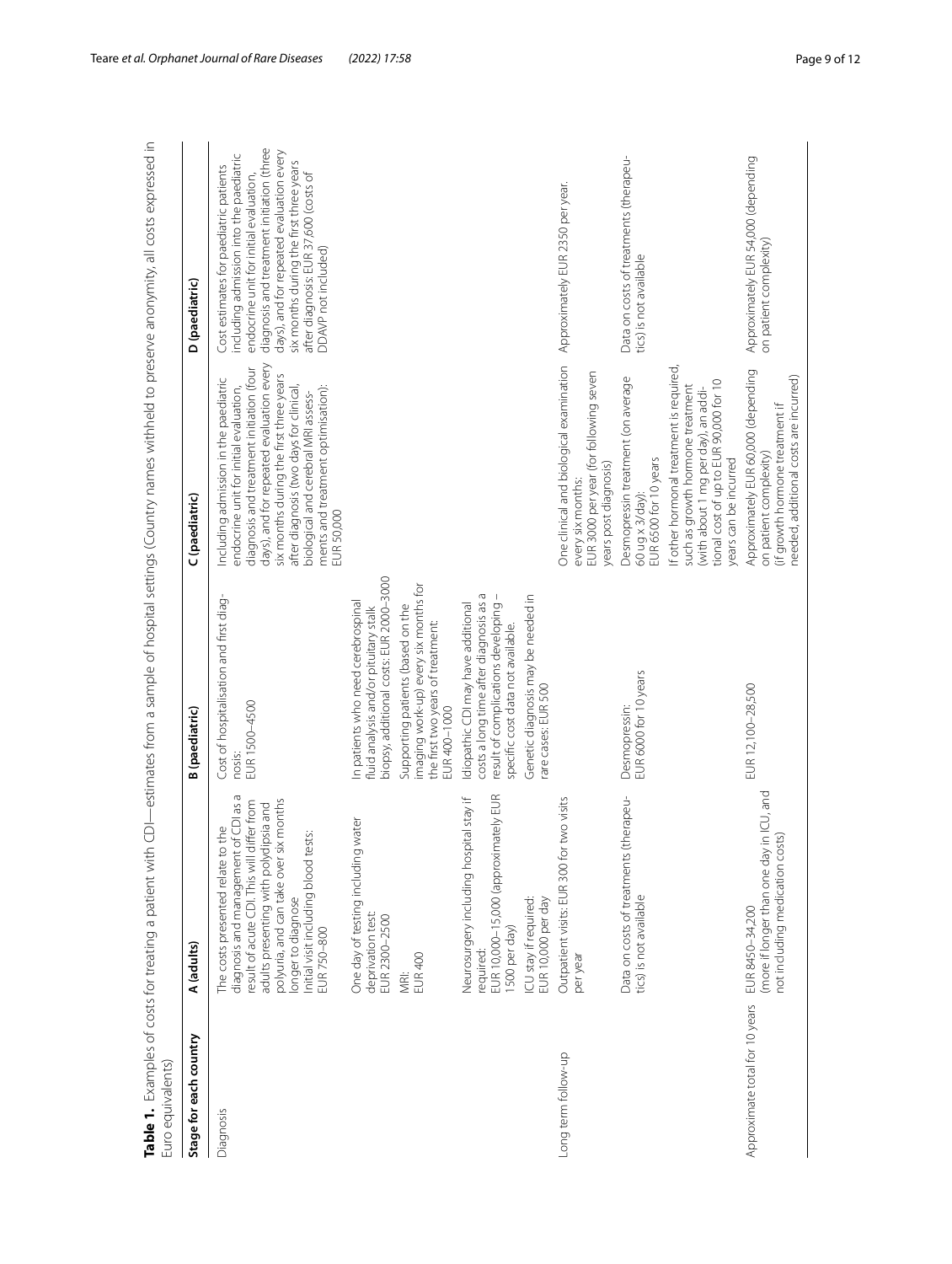**Table 1.** Examples of costs for treating a patient with CDI—estimates from a sample of hospital settings (Country names withheld to preserve anonymity, all costs expressed in Euro equivalents)

| Stage for each country | A (adults) | B (paediatric) | C (paediatric) | D (paediatric) |
|---|---|---|---|---|
| Diagnosis | The costs presented relate to the diagnosis and management of CDI as a result of acute CDI. This will differ from adults presenting with polydipsia and polyuria, and can take over six months longer to diagnose<br>Initial visit including blood tests:<br>EUR 750–800<br><br>One day of testing including water deprivation test:<br>EUR 2300–2500<br>MRI:<br>EUR 400<br><br>Neurosurgery including hospital stay if required:<br>EUR 10,000–15,000 (approximately EUR 1500 per day)<br>ICU stay if required:<br>EUR 10,000 per day | Cost of hospitalisation and first diagnosis:<br>EUR 1500–4500<br><br>In patients who need cerebrospinal fluid analysis and/or pituitary stalk biopsy, additional costs: EUR 2000–3000<br>Supporting patients (based on the imaging work-up) every six months for the first two years of treatment:<br>EUR 400–1000<br><br>Idiopathic CDI may have additional costs a long time after diagnosis as a result of complications developing – specific cost data not available.<br>Genetic diagnosis may be needed in rare cases: EUR 500 | Including admission in the paediatric endocrine unit for initial evaluation, diagnosis and treatment initiation (four days), and for repeated evaluation every six months during the first three years after diagnosis (two days for clinical, biological and cerebral MRI assessments and treatment optimisation):<br>EUR 50,000 | Cost estimates for paediatric patients including admission into the paediatric endocrine unit for initial evaluation, diagnosis and treatment initiation (three days), and for repeated evaluation every six months during the first three years after diagnosis: EUR 37,600 (costs of DDAVP not included) |
| Long term follow-up | Outpatient visits: EUR 300 for two visits per year<br><br>Data on costs of treatments (therapeutics) is not available | Desmopressin:<br>EUR 6000 for 10 years | One clinical and biological examination every six months:<br>EUR 3000 per year (for following seven years post diagnosis)<br><br>Desmopressin treatment (on average 60 ug x 3/day):<br>EUR 6500 for 10 years<br>If other hormonal treatment is required, such as growth hormone treatment (with about 1 mg per day), an additional cost of up to EUR 90,000 for 10 years can be incurred | Approximately EUR 2350 per year.<br><br>Data on costs of treatments (therapeutics) is not available |
| Approximate total for 10 years | EUR 8450–34,200<br>(more if longer than one day in ICU, and not including medication costs) | EUR 12,100–28,500 | Approximately EUR 60,000 (depending on patient complexity)<br>(if growth hormone treatment if needed, additional costs are incurred) | Approximately EUR 54,000 (depending on patient complexity) |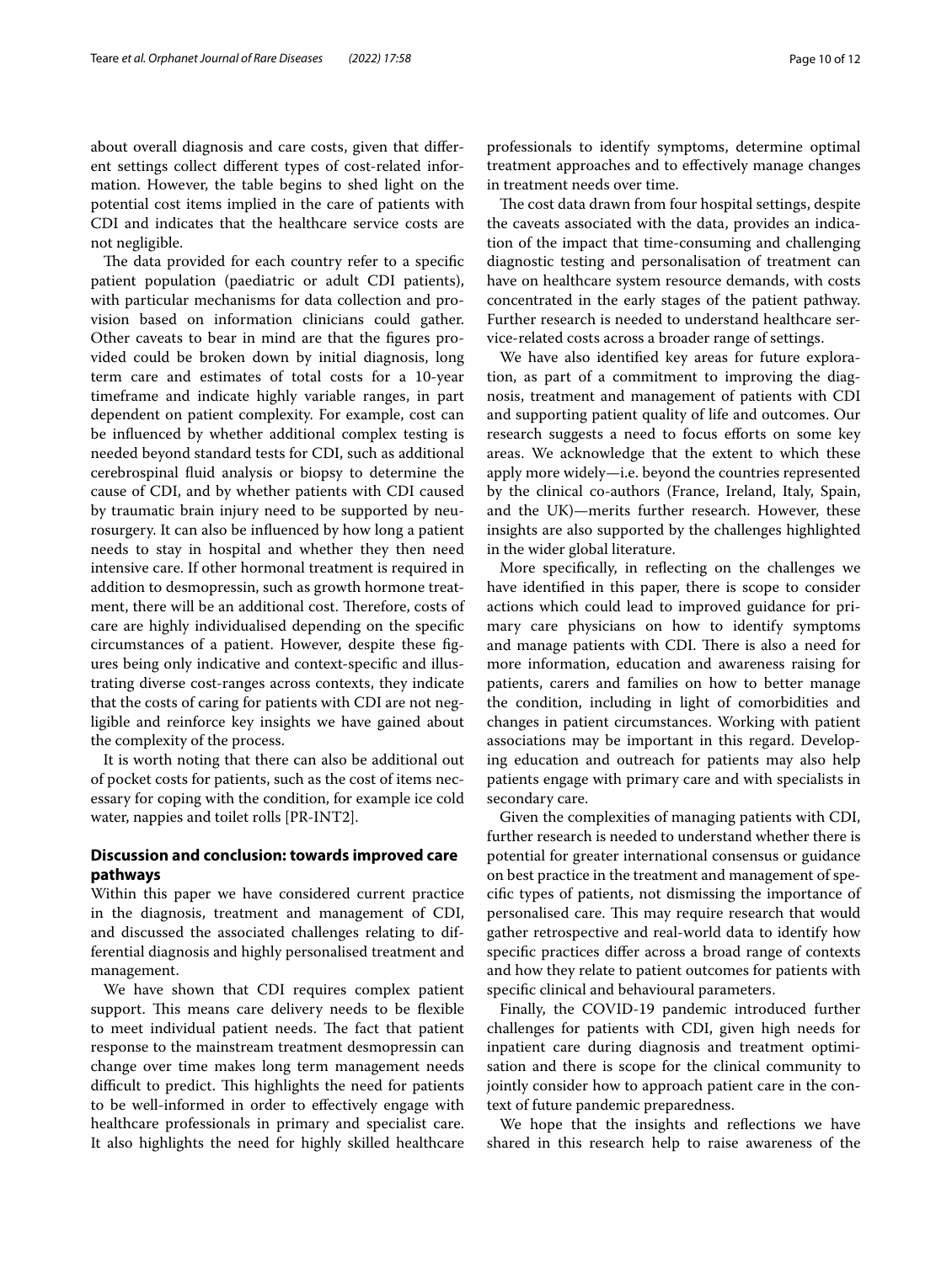about overall diagnosis and care costs, given that different settings collect different types of cost-related information. However, the table begins to shed light on the potential cost items implied in the care of patients with CDI and indicates that the healthcare service costs are not negligible.

The data provided for each country refer to a specific patient population (paediatric or adult CDI patients), with particular mechanisms for data collection and provision based on information clinicians could gather. Other caveats to bear in mind are that the figures provided could be broken down by initial diagnosis, long term care and estimates of total costs for a 10-year timeframe and indicate highly variable ranges, in part dependent on patient complexity. For example, cost can be influenced by whether additional complex testing is needed beyond standard tests for CDI, such as additional cerebrospinal fluid analysis or biopsy to determine the cause of CDI, and by whether patients with CDI caused by traumatic brain injury need to be supported by neurosurgery. It can also be influenced by how long a patient needs to stay in hospital and whether they then need intensive care. If other hormonal treatment is required in addition to desmopressin, such as growth hormone treatment, there will be an additional cost. Therefore, costs of care are highly individualised depending on the specific circumstances of a patient. However, despite these figures being only indicative and context-specific and illustrating diverse cost-ranges across contexts, they indicate that the costs of caring for patients with CDI are not negligible and reinforce key insights we have gained about the complexity of the process.

It is worth noting that there can also be additional out of pocket costs for patients, such as the cost of items necessary for coping with the condition, for example ice cold water, nappies and toilet rolls [PR-INT2].

## Discussion and conclusion: towards improved care pathways

Within this paper we have considered current practice in the diagnosis, treatment and management of CDI, and discussed the associated challenges relating to differential diagnosis and highly personalised treatment and management.

We have shown that CDI requires complex patient support. This means care delivery needs to be flexible to meet individual patient needs. The fact that patient response to the mainstream treatment desmopressin can change over time makes long term management needs difficult to predict. This highlights the need for patients to be well-informed in order to effectively engage with healthcare professionals in primary and specialist care. It also highlights the need for highly skilled healthcare professionals to identify symptoms, determine optimal treatment approaches and to effectively manage changes in treatment needs over time.

The cost data drawn from four hospital settings, despite the caveats associated with the data, provides an indication of the impact that time-consuming and challenging diagnostic testing and personalisation of treatment can have on healthcare system resource demands, with costs concentrated in the early stages of the patient pathway. Further research is needed to understand healthcare service-related costs across a broader range of settings.

We have also identified key areas for future exploration, as part of a commitment to improving the diagnosis, treatment and management of patients with CDI and supporting patient quality of life and outcomes. Our research suggests a need to focus efforts on some key areas. We acknowledge that the extent to which these apply more widely—i.e. beyond the countries represented by the clinical co-authors (France, Ireland, Italy, Spain, and the UK)—merits further research. However, these insights are also supported by the challenges highlighted in the wider global literature.

More specifically, in reflecting on the challenges we have identified in this paper, there is scope to consider actions which could lead to improved guidance for primary care physicians on how to identify symptoms and manage patients with CDI. There is also a need for more information, education and awareness raising for patients, carers and families on how to better manage the condition, including in light of comorbidities and changes in patient circumstances. Working with patient associations may be important in this regard. Developing education and outreach for patients may also help patients engage with primary care and with specialists in secondary care.

Given the complexities of managing patients with CDI, further research is needed to understand whether there is potential for greater international consensus or guidance on best practice in the treatment and management of specific types of patients, not dismissing the importance of personalised care. This may require research that would gather retrospective and real-world data to identify how specific practices differ across a broad range of contexts and how they relate to patient outcomes for patients with specific clinical and behavioural parameters.

Finally, the COVID-19 pandemic introduced further challenges for patients with CDI, given high needs for inpatient care during diagnosis and treatment optimisation and there is scope for the clinical community to jointly consider how to approach patient care in the context of future pandemic preparedness.

We hope that the insights and reflections we have shared in this research help to raise awareness of the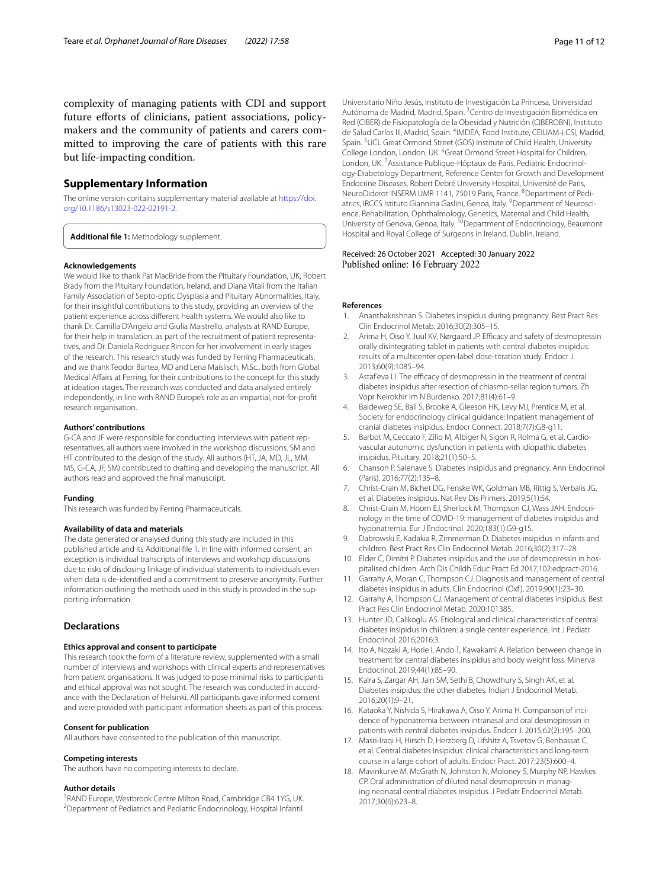complexity of managing patients with CDI and support future efforts of clinicians, patient associations, policy-makers and the community of patients and carers committed to improving the care of patients with this rare but life-impacting condition.

## Supplementary Information

The online version contains supplementary material available at https://doi.org/10.1186/s13023-022-02191-2.

**Additional file 1:** Methodology supplement.

### Acknowledgements

We would like to thank Pat MacBride from the Pituitary Foundation, UK, Robert Brady from the Pituitary Foundation, Ireland, and Diana Vitali from the Italian Family Association of Septo-optic Dysplasia and Pituitary Abnormalities, Italy, for their insightful contributions to this study, providing an overview of the patient experience across different health systems. We would also like to thank Dr. Camilla D'Angelo and Giulia Maistrello, analysts at RAND Europe, for their help in translation, as part of the recruitment of patient representatives, and Dr. Daniela Rodriguez Rincon for her involvement in early stages of the research. This research study was funded by Ferring Pharmaceuticals, and we thank Teodor Burtea, MD and Lena Maislisch, M.Sc., both from Global Medical Affairs at Ferring, for their contributions to the concept for this study at ideation stages. The research was conducted and data analysed entirely independently, in line with RAND Europe's role as an impartial, not-for-profit research organisation.

### Authors' contributions

G-CA and JF were responsible for conducting interviews with patient representatives, all authors were involved in the workshop discussions. SM and HT contributed to the design of the study. All authors (HT, JA, MD, JL, MM, MS, G-CA, JF, SM) contributed to drafting and developing the manuscript. All authors read and approved the final manuscript.

### Funding

This research was funded by Ferring Pharmaceuticals.

### Availability of data and materials

The data generated or analysed during this study are included in this published article and its Additional file 1. In line with informed consent, an exception is individual transcripts of interviews and workshop discussions due to risks of disclosing linkage of individual statements to individuals even when data is de-identified and a commitment to preserve anonymity. Further information outlining the methods used in this study is provided in the supporting information.

## Declarations

### Ethics approval and consent to participate

This research took the form of a literature review, supplemented with a small number of interviews and workshops with clinical experts and representatives from patient organisations. It was judged to pose minimal risks to participants and ethical approval was not sought. The research was conducted in accordance with the Declaration of Helsinki. All participants gave informed consent and were provided with participant information sheets as part of this process.

### Consent for publication

All authors have consented to the publication of this manuscript.

### Competing interests

The authors have no competing interests to declare.

### Author details

[1]RAND Europe, Westbrook Centre Milton Road, Cambridge CB4 1YG, UK. [2]Department of Pediatrics and Pediatric Endocrinology, Hospital Infantil Universitario Niño Jesús, Instituto de Investigación La Princesa, Universidad Autónoma de Madrid, Madrid, Spain. [3]Centro de Investigación Biomédica en Red (CIBER) de Fisiopatología de la Obesidad y Nutrición (CIBEROBN), Instituto de Salud Carlos III, Madrid, Spain. [4]IMDEA, Food Institute, CEIUAM+CSI, Madrid, Spain. [5]UCL Great Ormond Street (GOS) Institute of Child Health, University College London, London, UK. [6]Great Ormond Street Hospital for Children, London, UK. [7]Assistance Publique-Hôptaux de Paris, Pediatric Endocrinology-Diabetology Department, Reference Center for Growth and Development Endocrine Diseases, Robert Debré University Hospital, Université de Paris, NeuroDiderot INSERM UMR 1141, 75019 Paris, France. [8]Department of Pediatrics, IRCCS Istituto Giannina Gaslini, Genoa, Italy. [9]Department of Neuroscience, Rehabilitation, Ophthalmology, Genetics, Maternal and Child Health, University of Genova, Genoa, Italy. [10]Department of Endocrinology, Beaumont Hospital and Royal College of Surgeons in Ireland, Dublin, Ireland.

Received: 26 October 2021 Accepted: 30 January 2022
Published online: 16 February 2022

### References

1. Ananthakrishnan S. Diabetes insipidus during pregnancy. Best Pract Res Clin Endocrinol Metab. 2016;30(2):305–15.
2. Arima H, Oiso Y, Juul KV, Nørgaard JP. Efficacy and safety of desmopressin orally disintegrating tablet in patients with central diabetes insipidus: results of a multicenter open-label dose-titration study. Endocr J. 2013;60(9):1085–94.
3. Astaf'eva LI. The efficacy of desmopressin in the treatment of central diabetes insipidus after resection of chiasmo-sellar region tumors. Zh Vopr Neirokhir Im N Burdenko. 2017;81(4):61–9.
4. Baldeweg SE, Ball S, Brooke A, Gleeson HK, Levy MJ, Prentice M, et al. Society for endocrinology clinical guidance: Inpatient management of cranial diabetes insipidus. Endocr Connect. 2018;7(7):G8-g11.
5. Barbot M, Ceccato F, Zilio M, Albiger N, Sigon R, Rolma G, et al. Cardiovascular autonomic dysfunction in patients with idiopathic diabetes insipidus. Pituitary. 2018;21(1):50–5.
6. Chanson P, Salenave S. Diabetes insipidus and pregnancy. Ann Endocrinol (Paris). 2016;77(2):135–8.
7. Christ-Crain M, Bichet DG, Fenske WK, Goldman MB, Rittig S, Verbalis JG, et al. Diabetes insipidus. Nat Rev Dis Primers. 2019;5(1):54.
8. Christ-Crain M, Hoorn EJ, Sherlock M, Thompson CJ, Wass JAH. Endocrinology in the time of COVID-19: management of diabetes insipidus and hyponatremia. Eur J Endocrinol. 2020;183(1):G9-g15.
9. Dabrowski E, Kadakia R, Zimmerman D. Diabetes insipidus in infants and children. Best Pract Res Clin Endocrinol Metab. 2016;30(2):317–28.
10. Elder C, Dimitri P. Diabetes insipidus and the use of desmopressin in hospitalised children. Arch Dis Childh Educ Pract Ed 2017;102:edpract-2016.
11. Garrahy A, Moran C, Thompson CJ. Diagnosis and management of central diabetes insipidus in adults. Clin Endocrinol (Oxf). 2019;90(1):23–30.
12. Garrahy A, Thompson CJ. Management of central diabetes insipidus. Best Pract Res Clin Endocrinol Metab. 2020:101385.
13. Hunter JD, Calikoglu AS. Etiological and clinical characteristics of central diabetes insipidus in children: a single center experience. Int J Pediatr Endocrinol. 2016;2016:3.
14. Ito A, Nozaki A, Horie I, Ando T, Kawakami A. Relation between change in treatment for central diabetes insipidus and body weight loss. Minerva Endocrinol. 2019;44(1):85–90.
15. Kalra S, Zargar AH, Jain SM, Sethi B, Chowdhury S, Singh AK, et al. Diabetes insipidus: the other diabetes. Indian J Endocrinol Metab. 2016;20(1):9–21.
16. Kataoka Y, Nishida S, Hirakawa A, Oiso Y, Arima H. Comparison of incidence of hyponatremia between intranasal and oral desmopressin in patients with central diabetes insipidus. Endocr J. 2015;62(2):195–200.
17. Masri-Iraqi H, Hirsch D, Herzberg D, Lifshitz A, Tsvetov G, Benbassat C, et al. Central diabetes insipidus: clinical characteristics and long-term course in a large cohort of adults. Endocr Pract. 2017;23(5):600–4.
18. Mavinkurve M, McGrath N, Johnston N, Moloney S, Murphy NP, Hawkes CP. Oral administration of diluted nasal desmopressin in managing neonatal central diabetes insipidus. J Pediatr Endocrinol Metab. 2017;30(6):623–8.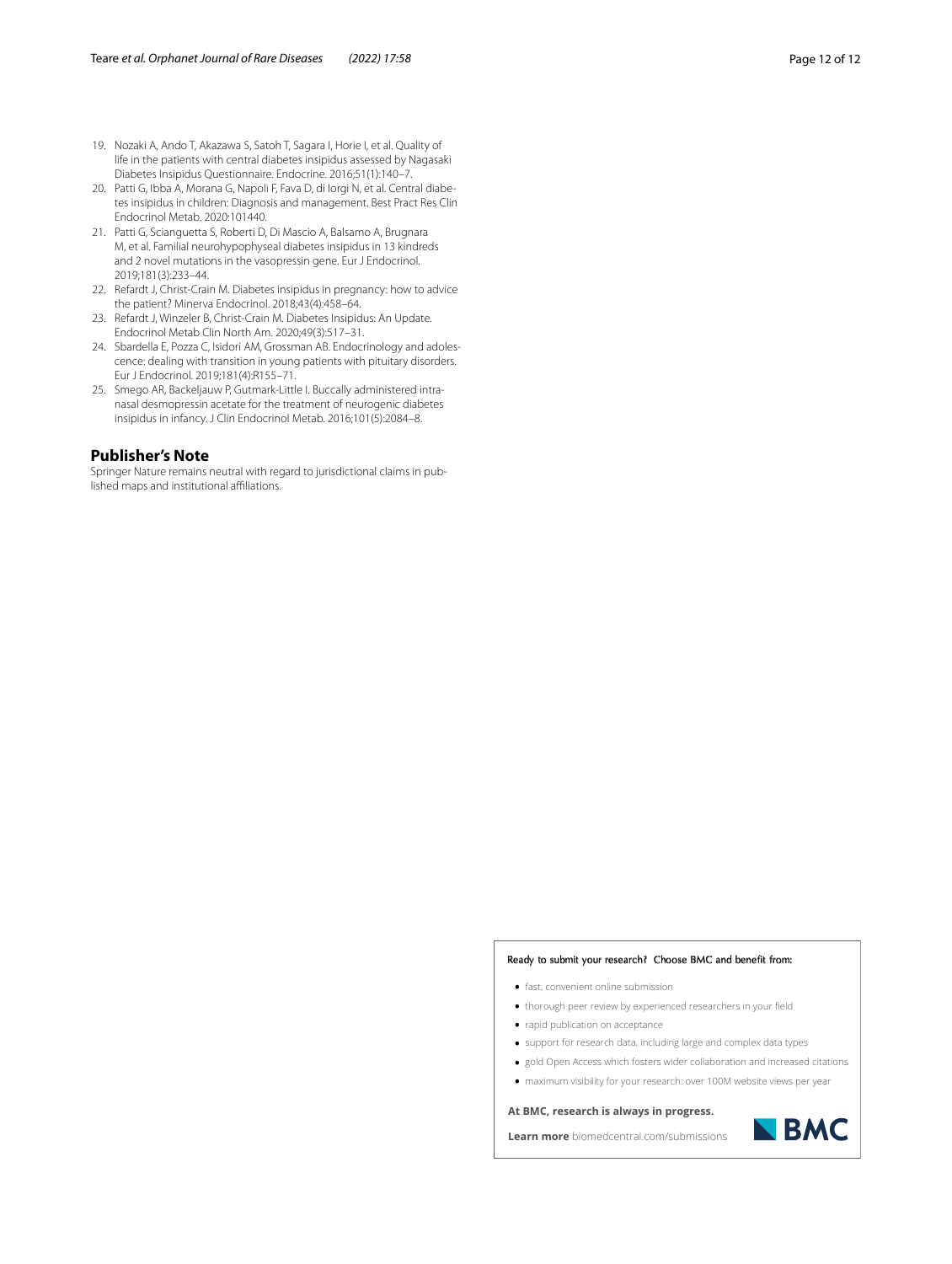19. Nozaki A, Ando T, Akazawa S, Satoh T, Sagara I, Horie I, et al. Quality of life in the patients with central diabetes insipidus assessed by Nagasaki Diabetes Insipidus Questionnaire. Endocrine. 2016;51(1):140–7.
20. Patti G, Ibba A, Morana G, Napoli F, Fava D, di Iorgi N, et al. Central diabetes insipidus in children: Diagnosis and management. Best Pract Res Clin Endocrinol Metab. 2020:101440.
21. Patti G, Scianguetta S, Roberti D, Di Mascio A, Balsamo A, Brugnara M, et al. Familial neurohypophyseal diabetes insipidus in 13 kindreds and 2 novel mutations in the vasopressin gene. Eur J Endocrinol. 2019;181(3):233–44.
22. Refardt J, Christ-Crain M. Diabetes insipidus in pregnancy: how to advice the patient? Minerva Endocrinol. 2018;43(4):458–64.
23. Refardt J, Winzeler B, Christ-Crain M. Diabetes Insipidus: An Update. Endocrinol Metab Clin North Am. 2020;49(3):517–31.
24. Sbardella E, Pozza C, Isidori AM, Grossman AB. Endocrinology and adolescence: dealing with transition in young patients with pituitary disorders. Eur J Endocrinol. 2019;181(4):R155–71.
25. Smego AR, Backeljauw P, Gutmark-Little I. Buccally administered intranasal desmopressin acetate for the treatment of neurogenic diabetes insipidus in infancy. J Clin Endocrinol Metab. 2016;101(5):2084–8.

## Publisher's Note

Springer Nature remains neutral with regard to jurisdictional claims in published maps and institutional affiliations.

Ready to submit your research? Choose BMC and benefit from:

- fast, convenient online submission
- thorough peer review by experienced researchers in your field
- rapid publication on acceptance
- support for research data, including large and complex data types
- gold Open Access which fosters wider collaboration and increased citations
- maximum visibility for your research: over 100M website views per year

**At BMC, research is always in progress.**

**Learn more** biomedcentral.com/submissions

BMC